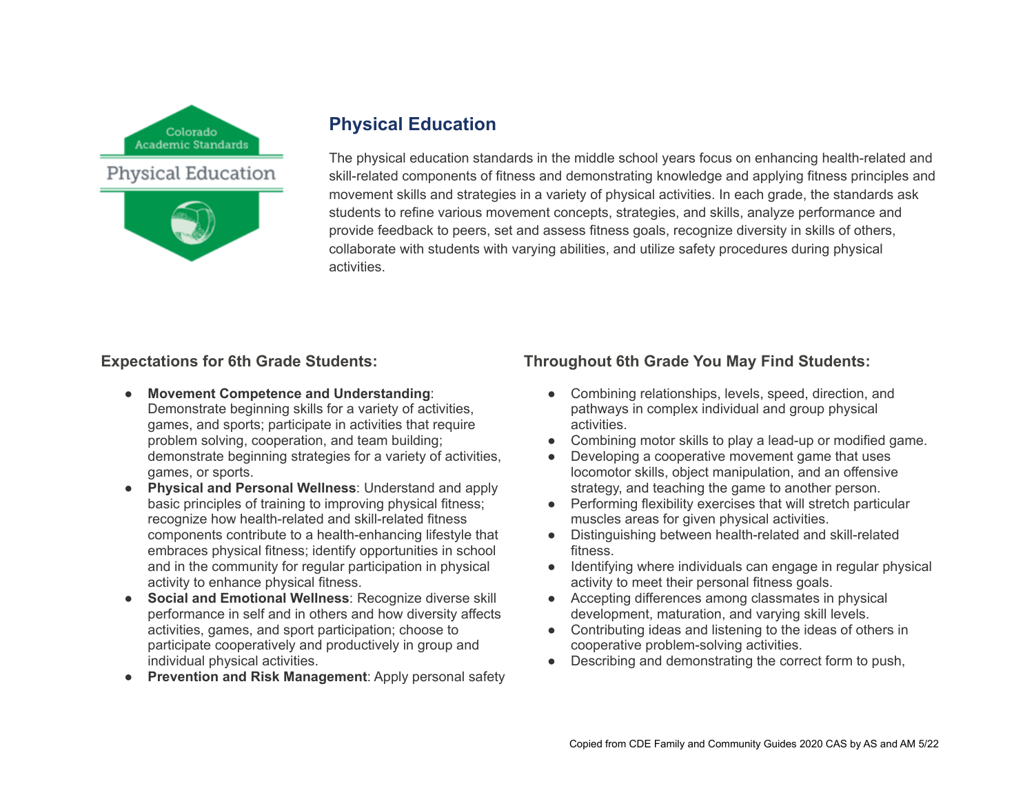## Physical Education

The physical education standards in the middle school years focus on enhancing health-related and skill-related components of fitness and demonstrating knowledge and applying fitness principles and movement skills and strategies in a variety of physical activities. In each grade, the standards ask students to refine various movement concepts, strategies, and skills, analyze performance and provide feedback to peers, set and assess fitness goals, recognize diversity in skills of others, collaborate with students with varying abilities, and utilize safety procedures during physical activities.

### Expectations for 6th Grade Students:

- **Movement Competence and Understanding**: Demonstrate beginning skills for a variety of activities, games, and sports; participate in activities that require problem solving, cooperation, and team building; demonstrate beginning strategies for a variety of activities, games, or sports.
- **Physical and Personal Wellness**: Understand and apply basic principles of training to improving physical fitness; recognize how health-related and skill-related fitness components contribute to a health-enhancing lifestyle that embraces physical fitness; identify opportunities in school and in the community for regular participation in physical activity to enhance physical fitness.
- **Social and Emotional Wellness**: Recognize diverse skill performance in self and in others and how diversity affects activities, games, and sport participation; choose to participate cooperatively and productively in group and individual physical activities.
- **Prevention and Risk Management**: Apply personal safety

### Throughout 6th Grade You May Find Students:

- Combining relationships, levels, speed, direction, and pathways in complex individual and group physical activities.
- Combining motor skills to play a lead-up or modified game.
- Developing a cooperative movement game that uses locomotor skills, object manipulation, and an offensive strategy, and teaching the game to another person.
- Performing flexibility exercises that will stretch particular muscles areas for given physical activities.
- Distinguishing between health-related and skill-related fitness.
- Identifying where individuals can engage in regular physical activity to meet their personal fitness goals.
- Accepting differences among classmates in physical development, maturation, and varying skill levels.
- Contributing ideas and listening to the ideas of others in cooperative problem-solving activities.
- Describing and demonstrating the correct form to push,

Copied from CDE Family and Community Guides 2020 CAS by AS and AM 5/22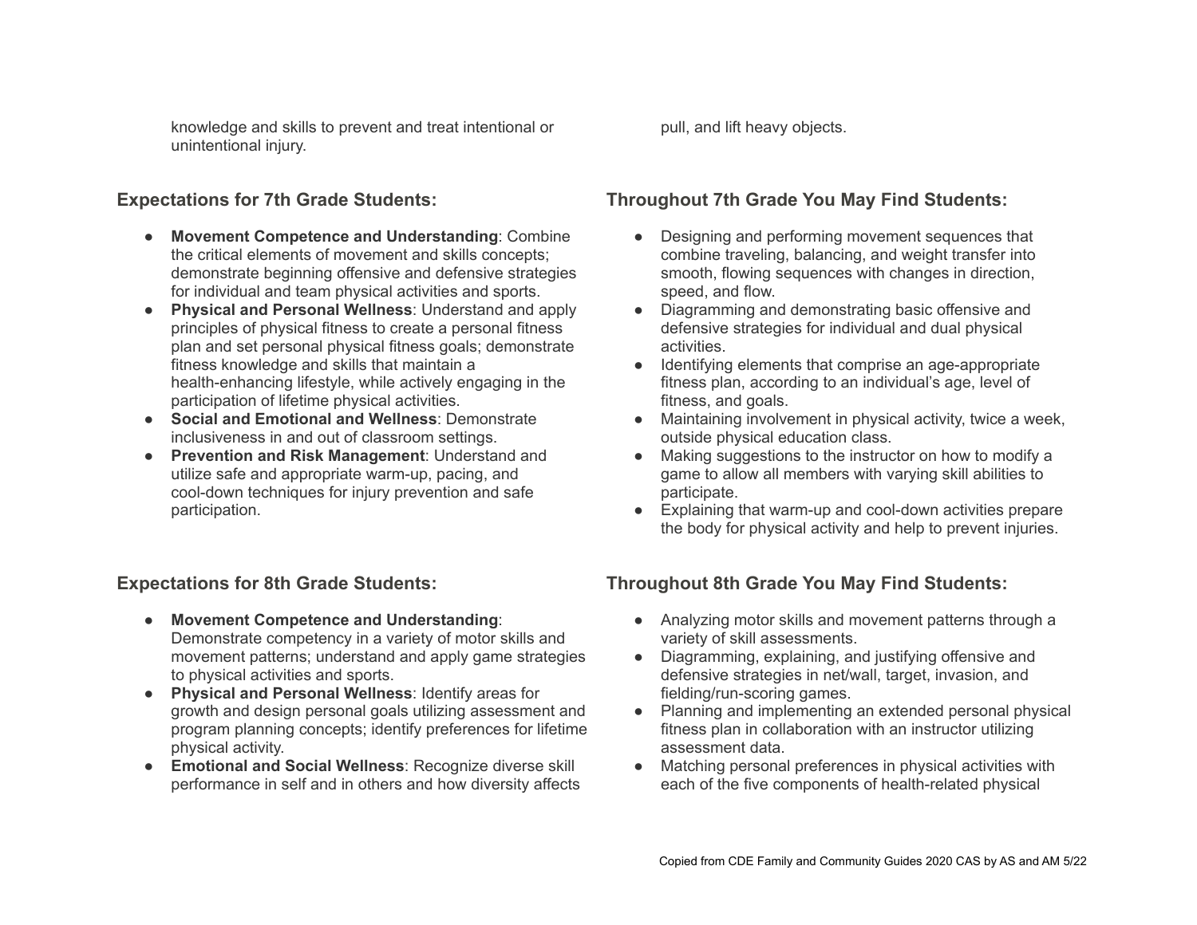knowledge and skills to prevent and treat intentional or unintentional injury.

pull, and lift heavy objects.

### Expectations for 7th Grade Students:

- **Movement Competence and Understanding**: Combine the critical elements of movement and skills concepts; demonstrate beginning offensive and defensive strategies for individual and team physical activities and sports.
- **Physical and Personal Wellness**: Understand and apply principles of physical fitness to create a personal fitness plan and set personal physical fitness goals; demonstrate fitness knowledge and skills that maintain a health-enhancing lifestyle, while actively engaging in the participation of lifetime physical activities.
- **Social and Emotional and Wellness**: Demonstrate inclusiveness in and out of classroom settings.
- **Prevention and Risk Management**: Understand and utilize safe and appropriate warm-up, pacing, and cool-down techniques for injury prevention and safe participation.

### Throughout 7th Grade You May Find Students:

- Designing and performing movement sequences that combine traveling, balancing, and weight transfer into smooth, flowing sequences with changes in direction, speed, and flow.
- Diagramming and demonstrating basic offensive and defensive strategies for individual and dual physical activities.
- Identifying elements that comprise an age-appropriate fitness plan, according to an individual's age, level of fitness, and goals.
- Maintaining involvement in physical activity, twice a week, outside physical education class.
- Making suggestions to the instructor on how to modify a game to allow all members with varying skill abilities to participate.
- Explaining that warm-up and cool-down activities prepare the body for physical activity and help to prevent injuries.

### Expectations for 8th Grade Students:

- **Movement Competence and Understanding**: Demonstrate competency in a variety of motor skills and movement patterns; understand and apply game strategies to physical activities and sports.
- **Physical and Personal Wellness**: Identify areas for growth and design personal goals utilizing assessment and program planning concepts; identify preferences for lifetime physical activity.
- **Emotional and Social Wellness**: Recognize diverse skill performance in self and in others and how diversity affects

### Throughout 8th Grade You May Find Students:

- Analyzing motor skills and movement patterns through a variety of skill assessments.
- Diagramming, explaining, and justifying offensive and defensive strategies in net/wall, target, invasion, and fielding/run-scoring games.
- Planning and implementing an extended personal physical fitness plan in collaboration with an instructor utilizing assessment data.
- Matching personal preferences in physical activities with each of the five components of health-related physical

Copied from CDE Family and Community Guides 2020 CAS by AS and AM 5/22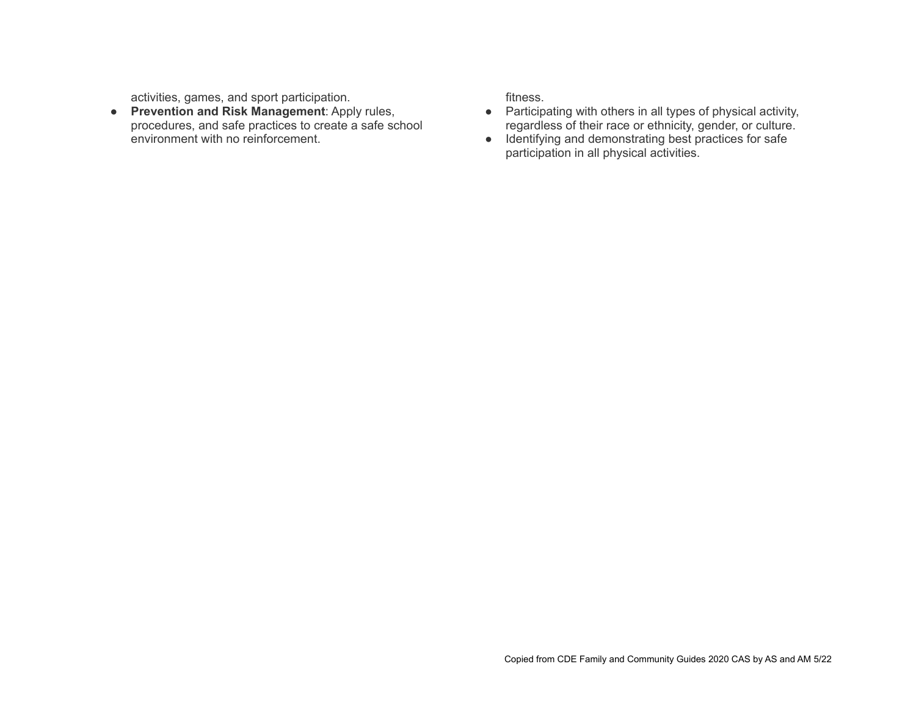activities, games, and sport participation.

- **Prevention and Risk Management**: Apply rules, procedures, and safe practices to create a safe school environment with no reinforcement.

fitness.

- Participating with others in all types of physical activity, regardless of their race or ethnicity, gender, or culture.
- Identifying and demonstrating best practices for safe participation in all physical activities.

Copied from CDE Family and Community Guides 2020 CAS by AS and AM 5/22